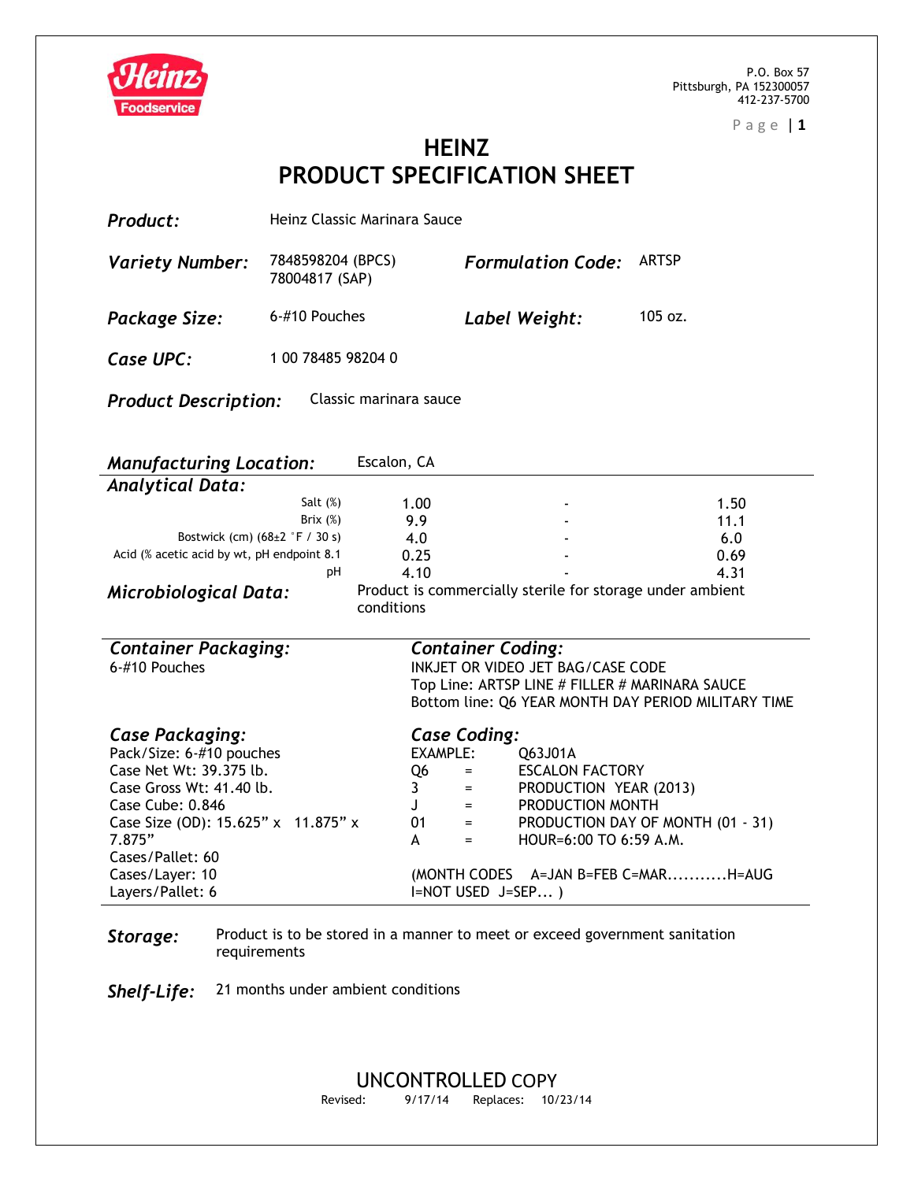P.O. Box 57
Pittsburgh, PA 152300057
412-237-5700

# HEINZ
# PRODUCT SPECIFICATION SHEET

***Product:*** Heinz Classic Marinara Sauce

***Variety Number:*** 7848598204 (BPCS)
78004817 (SAP)

***Formulation Code:*** ARTSP

***Package Size:*** 6-#10 Pouches

***Label Weight:*** 105 oz.

***Case UPC:*** 1 00 78485 98204 0

***Product Description:*** Classic marinara sauce

***Manufacturing Location:*** Escalon, CA

***Analytical Data:***

| | Min | | Max |
|---|---|---|---|
| Salt (%) | 1.00 | - | 1.50 |
| Brix (%) | 9.9 | - | 11.1 |
| Bostwick (cm) (68±2 °F / 30 s) | 4.0 | - | 6.0 |
| Acid (% acetic acid by wt, pH endpoint 8.1 | 0.25 | - | 0.69 |
| pH | 4.10 | - | 4.31 |

***Microbiological Data:*** Product is commercially sterile for storage under ambient conditions

***Container Packaging:***
6-#10 Pouches

***Container Coding:***
INKJET OR VIDEO JET BAG/CASE CODE
Top Line: ARTSP LINE # FILLER # MARINARA SAUCE
Bottom line: Q6 YEAR MONTH DAY PERIOD MILITARY TIME

***Case Packaging:***
Pack/Size: 6-#10 pouches
Case Net Wt: 39.375 lb.
Case Gross Wt: 41.40 lb.
Case Cube: 0.846
Case Size (OD): 15.625" x 11.875" x 7.875"
Cases/Pallet: 60
Cases/Layer: 10
Layers/Pallet: 6

***Case Coding:***
EXAMPLE: Q63J01A

| | | |
|---|---|---|
| Q6 | = | ESCALON FACTORY |
| 3 | = | PRODUCTION YEAR (2013) |
| J | = | PRODUCTION MONTH |
| 01 | = | PRODUCTION DAY OF MONTH (01 - 31) |
| A | = | HOUR=6:00 TO 6:59 A.M. |

(MONTH CODES A=JAN B=FEB C=MAR...........H=AUG I=NOT USED J=SEP... )

***Storage:*** Product is to be stored in a manner to meet or exceed government sanitation requirements

***Shelf-Life:*** 21 months under ambient conditions

UNCONTROLLED COPY
Revised: 9/17/14 Replaces: 10/23/14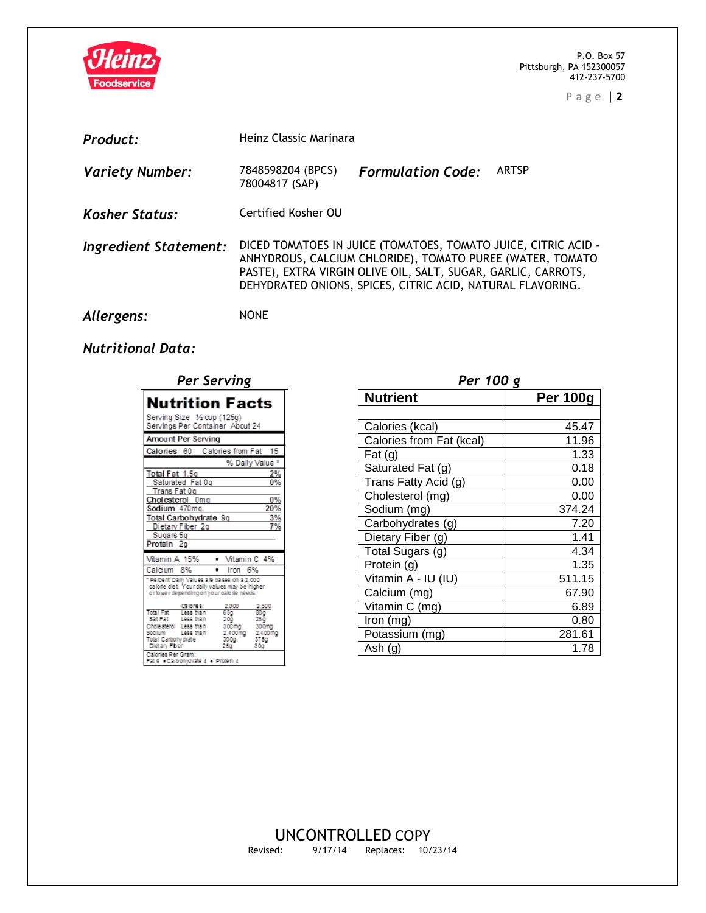Heinz Foodservice

P.O. Box 57
Pittsburgh, PA 152300057
412-237-5700

| | |
|---|---|
| ***Product:*** | Heinz Classic Marinara |
| ***Variety Number:*** | 7848598204 (BPCS)<br>78004817 (SAP) |
| ***Formulation Code:*** | ARTSP |
| ***Kosher Status:*** | Certified Kosher OU |
| ***Ingredient Statement:*** | DICED TOMATOES IN JUICE (TOMATOES, TOMATO JUICE, CITRIC ACID - ANHYDROUS, CALCIUM CHLORIDE), TOMATO PUREE (WATER, TOMATO PASTE), EXTRA VIRGIN OLIVE OIL, SALT, SUGAR, GARLIC, CARROTS, DEHYDRATED ONIONS, SPICES, CITRIC ACID, NATURAL FLAVORING. |
| ***Allergens:*** | NONE |

***Nutritional Data:***

***Per Serving***

**Nutrition Facts**

Serving Size ½ cup (125g)
Servings Per Container About 24

Amount Per Serving

Calories 60 Calories from Fat 15

| | % Daily Value * |
|---|---|
| **Total Fat** 1.5g | 2% |
| Saturated Fat 0g | 0% |
| Trans Fat 0g | |
| **Cholesterol** 0mg | 0% |
| **Sodium** 470mg | 20% |
| **Total Carbohydrate** 9g | 3% |
| Dietary Fiber 2g | 7% |
| Sugars 5g | |
| **Protein** 2g | |

Vitamin A 15% • Vitamin C 4%
Calcium 8% • Iron 6%

* Percent Daily Values are based on a 2,000 calorie diet. Your daily values may be higher or lower depending on your calorie needs.

| | Calories: | 2,000 | 2,500 |
|---|---|---|---|
| Total Fat | Less than | 65g | 80g |
| Sat Fat | Less than | 20g | 25g |
| Cholesterol | Less than | 300mg | 300mg |
| Sodium | Less than | 2,400mg | 2,400mg |
| Total Carbohydrate | | 300g | 375g |
| Dietary Fiber | | 25g | 30g |

Calories Per Gram:
Fat 9 • Carbohydrate 4 • Protein 4

***Per 100 g***

| Nutrient | Per 100g |
|---|---|
| | |
| Calories (kcal) | 45.47 |
| Calories from Fat (kcal) | 11.96 |
| Fat (g) | 1.33 |
| Saturated Fat (g) | 0.18 |
| Trans Fatty Acid (g) | 0.00 |
| Cholesterol (mg) | 0.00 |
| Sodium (mg) | 374.24 |
| Carbohydrates (g) | 7.20 |
| Dietary Fiber (g) | 1.41 |
| Total Sugars (g) | 4.34 |
| Protein (g) | 1.35 |
| Vitamin A - IU (IU) | 511.15 |
| Calcium (mg) | 67.90 |
| Vitamin C (mg) | 6.89 |
| Iron (mg) | 0.80 |
| Potassium (mg) | 281.61 |
| Ash (g) | 1.78 |

UNCONTROLLED COPY

Revised: 9/17/14 Replaces: 10/23/14